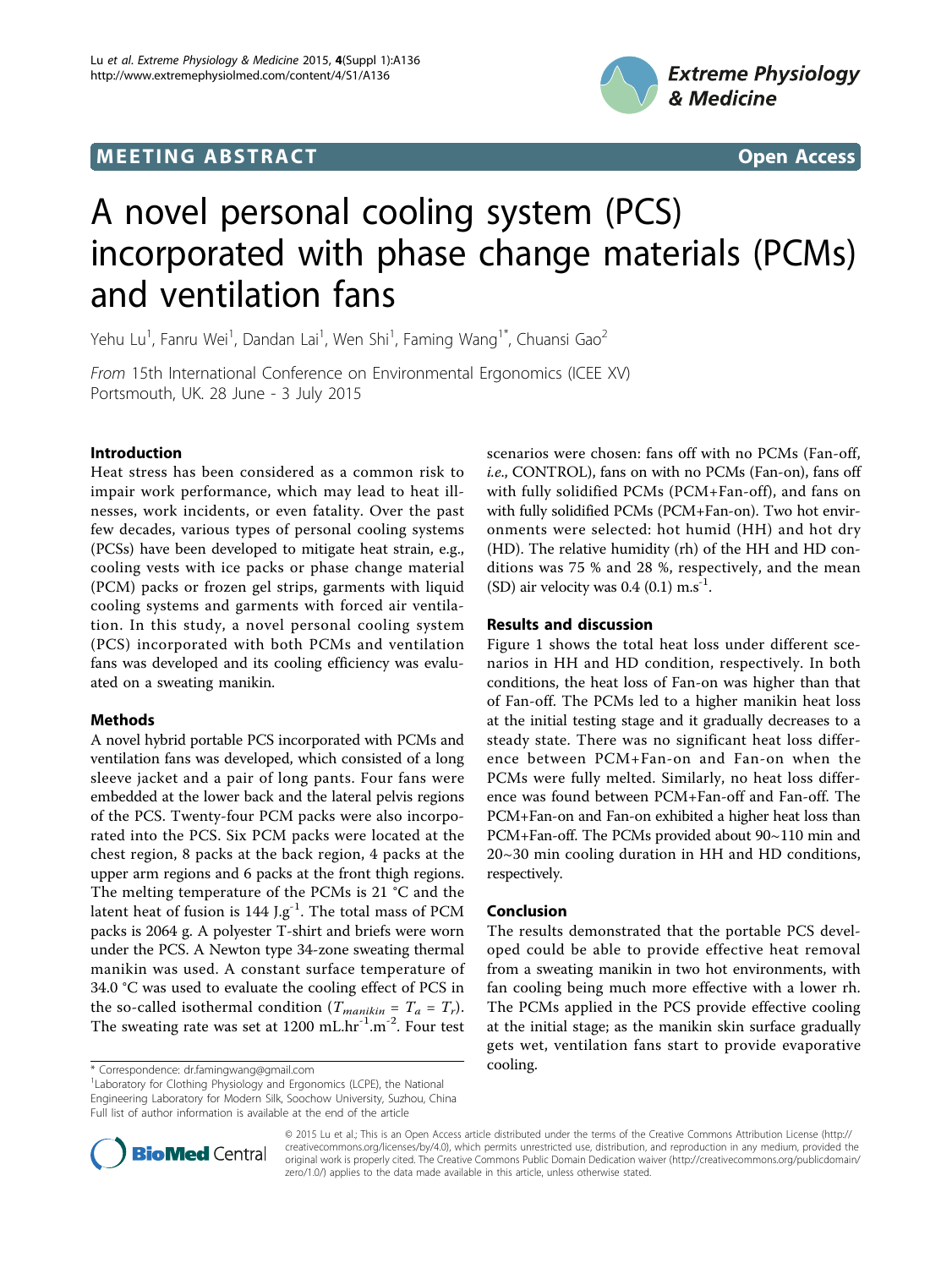MEETING ABSTRACT

Open Access

# A novel personal cooling system (PCS) incorporated with phase change materials (PCMs) and ventilation fans

Yehu Lu[1], Fanru Wei[1], Dandan Lai[1], Wen Shi[1], Faming Wang[1*], Chuansi Gao[2]

*From* 15th International Conference on Environmental Ergonomics (ICEE XV)
Portsmouth, UK. 28 June - 3 July 2015

## Introduction

Heat stress has been considered as a common risk to impair work performance, which may lead to heat illnesses, work incidents, or even fatality. Over the past few decades, various types of personal cooling systems (PCSs) have been developed to mitigate heat strain, e.g., cooling vests with ice packs or phase change material (PCM) packs or frozen gel strips, garments with liquid cooling systems and garments with forced air ventilation. In this study, a novel personal cooling system (PCS) incorporated with both PCMs and ventilation fans was developed and its cooling efficiency was evaluated on a sweating manikin.

## Methods

A novel hybrid portable PCS incorporated with PCMs and ventilation fans was developed, which consisted of a long sleeve jacket and a pair of long pants. Four fans were embedded at the lower back and the lateral pelvis regions of the PCS. Twenty-four PCM packs were also incorporated into the PCS. Six PCM packs were located at the chest region, 8 packs at the back region, 4 packs at the upper arm regions and 6 packs at the front thigh regions. The melting temperature of the PCMs is 21 °C and the latent heat of fusion is 144 J.g$^{-1}$. The total mass of PCM packs is 2064 g. A polyester T-shirt and briefs were worn under the PCS. A Newton type 34-zone sweating thermal manikin was used. A constant surface temperature of 34.0 °C was used to evaluate the cooling effect of PCS in the so-called isothermal condition ($T_{manikin} = T_a = T_r$). The sweating rate was set at 1200 mL.hr$^{-1}$.m$^{-2}$. Four test scenarios were chosen: fans off with no PCMs (Fan-off, *i.e.*, CONTROL), fans on with no PCMs (Fan-on), fans off with fully solidified PCMs (PCM+Fan-off), and fans on with fully solidified PCMs (PCM+Fan-on). Two hot environments were selected: hot humid (HH) and hot dry (HD). The relative humidity (rh) of the HH and HD conditions was 75 % and 28 %, respectively, and the mean (SD) air velocity was 0.4 (0.1) m.s$^{-1}$.

## Results and discussion

Figure 1 shows the total heat loss under different scenarios in HH and HD condition, respectively. In both conditions, the heat loss of Fan-on was higher than that of Fan-off. The PCMs led to a higher manikin heat loss at the initial testing stage and it gradually decreases to a steady state. There was no significant heat loss difference between PCM+Fan-on and Fan-on when the PCMs were fully melted. Similarly, no heat loss difference was found between PCM+Fan-off and Fan-off. The PCM+Fan-on and Fan-on exhibited a higher heat loss than PCM+Fan-off. The PCMs provided about 90~110 min and 20~30 min cooling duration in HH and HD conditions, respectively.

## Conclusion

The results demonstrated that the portable PCS developed could be able to provide effective heat removal from a sweating manikin in two hot environments, with fan cooling being much more effective with a lower rh. The PCMs applied in the PCS provide effective cooling at the initial stage; as the manikin skin surface gradually gets wet, ventilation fans start to provide evaporative cooling.

\* Correspondence: dr.famingwang@gmail.com
[1]Laboratory for Clothing Physiology and Ergonomics (LCPE), the National Engineering Laboratory for Modern Silk, Soochow University, Suzhou, China
Full list of author information is available at the end of the article

© 2015 Lu et al.; This is an Open Access article distributed under the terms of the Creative Commons Attribution License (http://creativecommons.org/licenses/by/4.0), which permits unrestricted use, distribution, and reproduction in any medium, provided the original work is properly cited. The Creative Commons Public Domain Dedication waiver (http://creativecommons.org/publicdomain/zero/1.0/) applies to the data made available in this article, unless otherwise stated.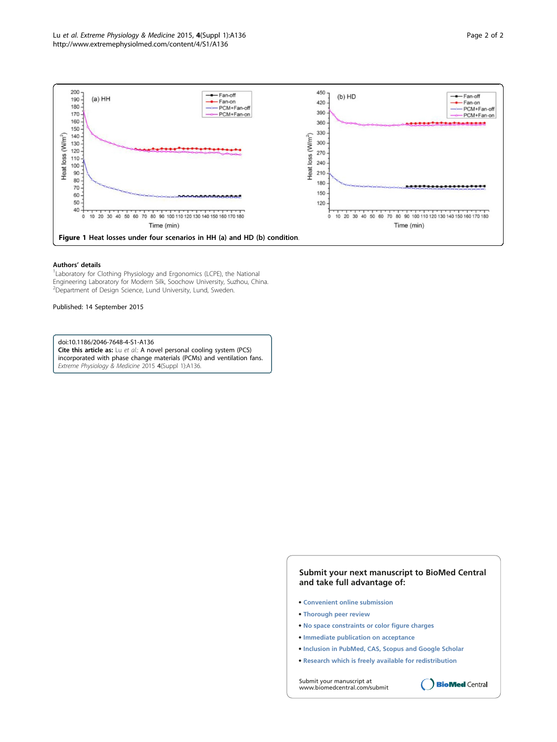(a) HH

Heat loss (W/m$^2$)

200 190 180 170 160 150 140 130 120 110 100 90 80 70 60 50 40

0 10 20 30 40 50 60 70 80 90 100 110 120 130 140 150 160 170 180

Time (min)

Fan-off
Fan-on
PCM+Fan-off
PCM+Fan-on

(b) HD

Heat loss (W/m$^2$)

450 420 390 360 330 300 270 240 210 180 150 120

0 10 20 30 40 50 60 70 80 90 100 110 120 130 140 150 160 170 180

Time (min)

Fan-off
Fan-on
PCM+Fan-off
PCM+Fan-on

**Figure 1 Heat losses under four scenarios in HH (a) and HD (b) condition**.

### Authors' details

[1]Laboratory for Clothing Physiology and Ergonomics (LCPE), the National Engineering Laboratory for Modern Silk, Soochow University, Suzhou, China. [2]Department of Design Science, Lund University, Lund, Sweden.

Published: 14 September 2015

doi:10.1186/2046-7648-4-S1-A136

**Cite this article as:** Lu *et al.*: A novel personal cooling system (PCS) incorporated with phase change materials (PCMs) and ventilation fans. *Extreme Physiology & Medicine* 2015 **4**(Suppl 1):A136.

**Submit your next manuscript to BioMed Central and take full advantage of:**

- Convenient online submission
- Thorough peer review
- No space constraints or color figure charges
- Immediate publication on acceptance
- Inclusion in PubMed, CAS, Scopus and Google Scholar
- Research which is freely available for redistribution

Submit your manuscript at www.biomedcentral.com/submit

BioMed Central